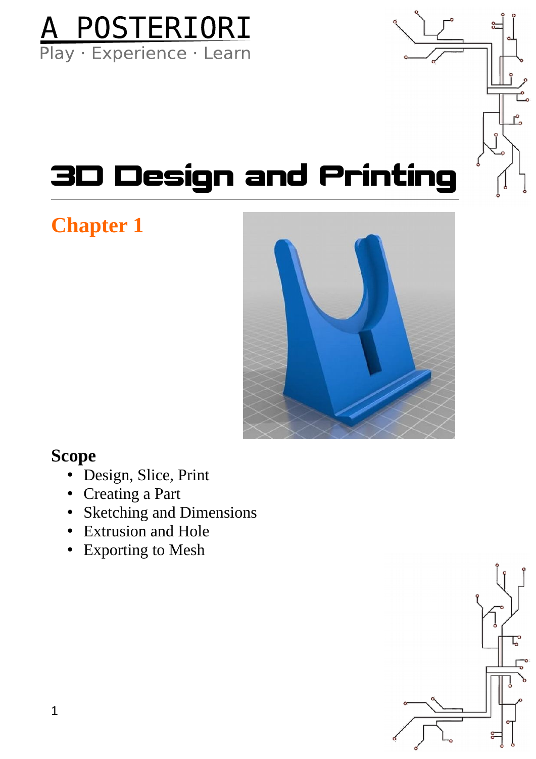A POSTERIORI

Play · Experience · Learn

# 3D Design and Printing

## Chapter 1

### Scope

- Design, Slice, Print
- Creating a Part
- Sketching and Dimensions
- Extrusion and Hole
- Exporting to Mesh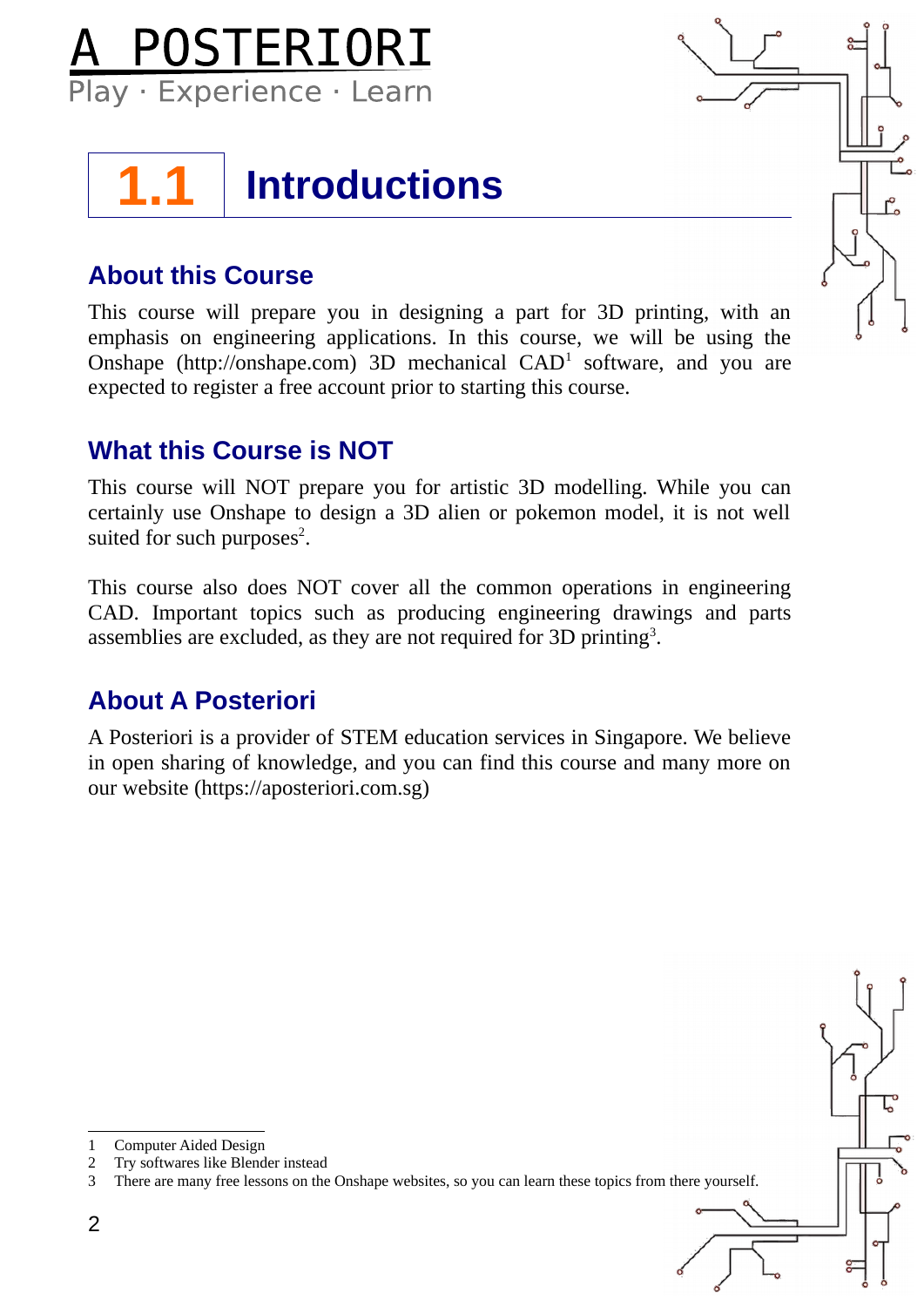## 1.1 Introductions

### About this Course

This course will prepare you in designing a part for 3D printing, with an emphasis on engineering applications. In this course, we will be using the Onshape (http://onshape.com) 3D mechanical CAD[1] software, and you are expected to register a free account prior to starting this course.

### What this Course is NOT

This course will NOT prepare you for artistic 3D modelling. While you can certainly use Onshape to design a 3D alien or pokemon model, it is not well suited for such purposes[2].

This course also does NOT cover all the common operations in engineering CAD. Important topics such as producing engineering drawings and parts assemblies are excluded, as they are not required for 3D printing[3].

### About A Posteriori

A Posteriori is a provider of STEM education services in Singapore. We believe in open sharing of knowledge, and you can find this course and many more on our website (https://aposteriori.com.sg)

---

1 Computer Aided Design
2 Try softwares like Blender instead
3 There are many free lessons on the Onshape websites, so you can learn these topics from there yourself.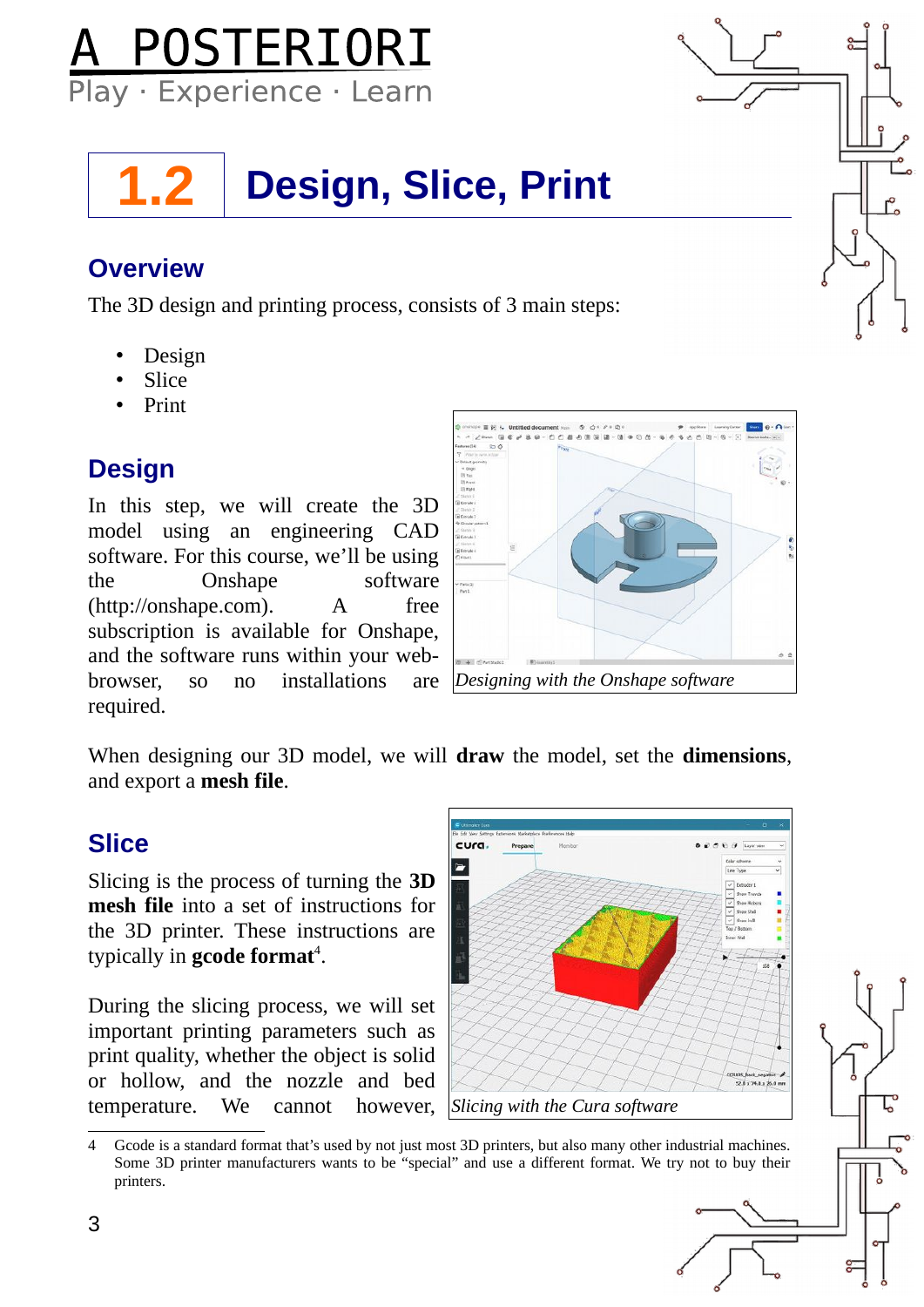# A POSTERIORI

Play · Experience · Learn

## 1.2 Design, Slice, Print

### Overview

The 3D design and printing process, consists of 3 main steps:

- Design
- Slice
- Print

### Design

In this step, we will create the 3D model using an engineering CAD software. For this course, we'll be using the Onshape software (http://onshape.com). A free subscription is available for Onshape, and the software runs within your web-browser, so no installations are required.

*Designing with the Onshape software*

When designing our 3D model, we will **draw** the model, set the **dimensions**, and export a **mesh file**.

### Slice

Slicing is the process of turning the **3D mesh file** into a set of instructions for the 3D printer. These instructions are typically in **gcode format**[4].

During the slicing process, we will set important printing parameters such as print quality, whether the object is solid or hollow, and the nozzle and bed temperature. We cannot however,

*Slicing with the Cura software*

4 Gcode is a standard format that's used by not just most 3D printers, but also many other industrial machines. Some 3D printer manufacturers wants to be "special" and use a different format. We try not to buy their printers.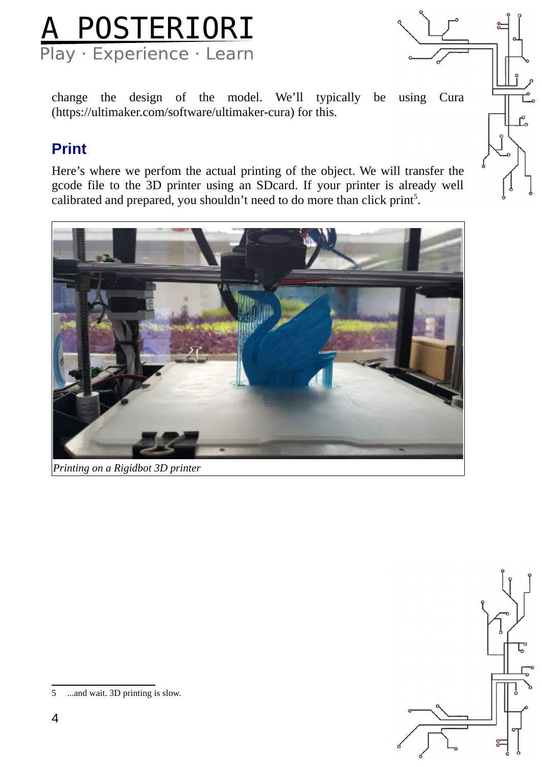change the design of the model. We'll typically be using Cura (https://ultimaker.com/software/ultimaker-cura) for this.

## Print

Here's where we perfom the actual printing of the object. We will transfer the gcode file to the 3D printer using an SDcard. If your printer is already well calibrated and prepared, you shouldn't need to do more than click print[5].

*Printing on a Rigidbot 3D printer*

[5] ...and wait. 3D printing is slow.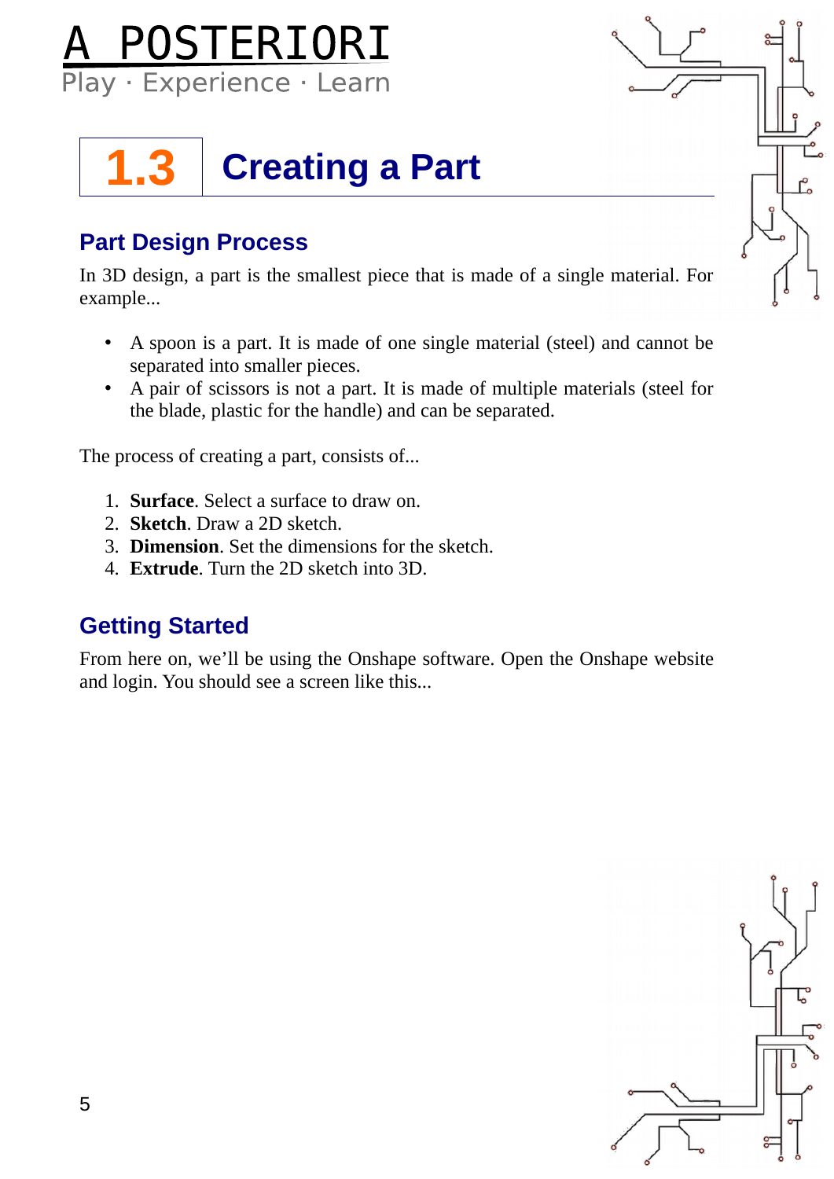# 1.3 Creating a Part

## Part Design Process

In 3D design, a part is the smallest piece that is made of a single material. For example...

- A spoon is a part. It is made of one single material (steel) and cannot be separated into smaller pieces.
- A pair of scissors is not a part. It is made of multiple materials (steel for the blade, plastic for the handle) and can be separated.

The process of creating a part, consists of...

1. **Surface**. Select a surface to draw on.
2. **Sketch**. Draw a 2D sketch.
3. **Dimension**. Set the dimensions for the sketch.
4. **Extrude**. Turn the 2D sketch into 3D.

## Getting Started

From here on, we'll be using the Onshape software. Open the Onshape website and login. You should see a screen like this...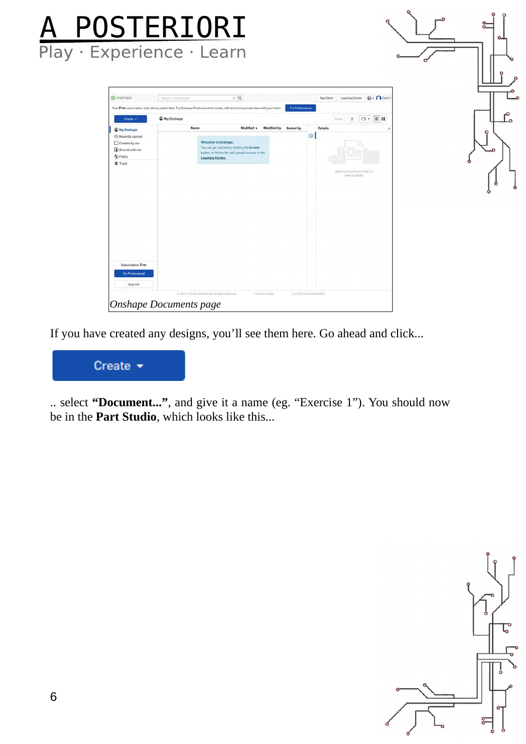*Onshape Documents page*

If you have created any designs, you'll see them here. Go ahead and click...

Create ▾

.. select **"Document..."**, and give it a name (eg. "Exercise 1"). You should now be in the **Part Studio**, which looks like this...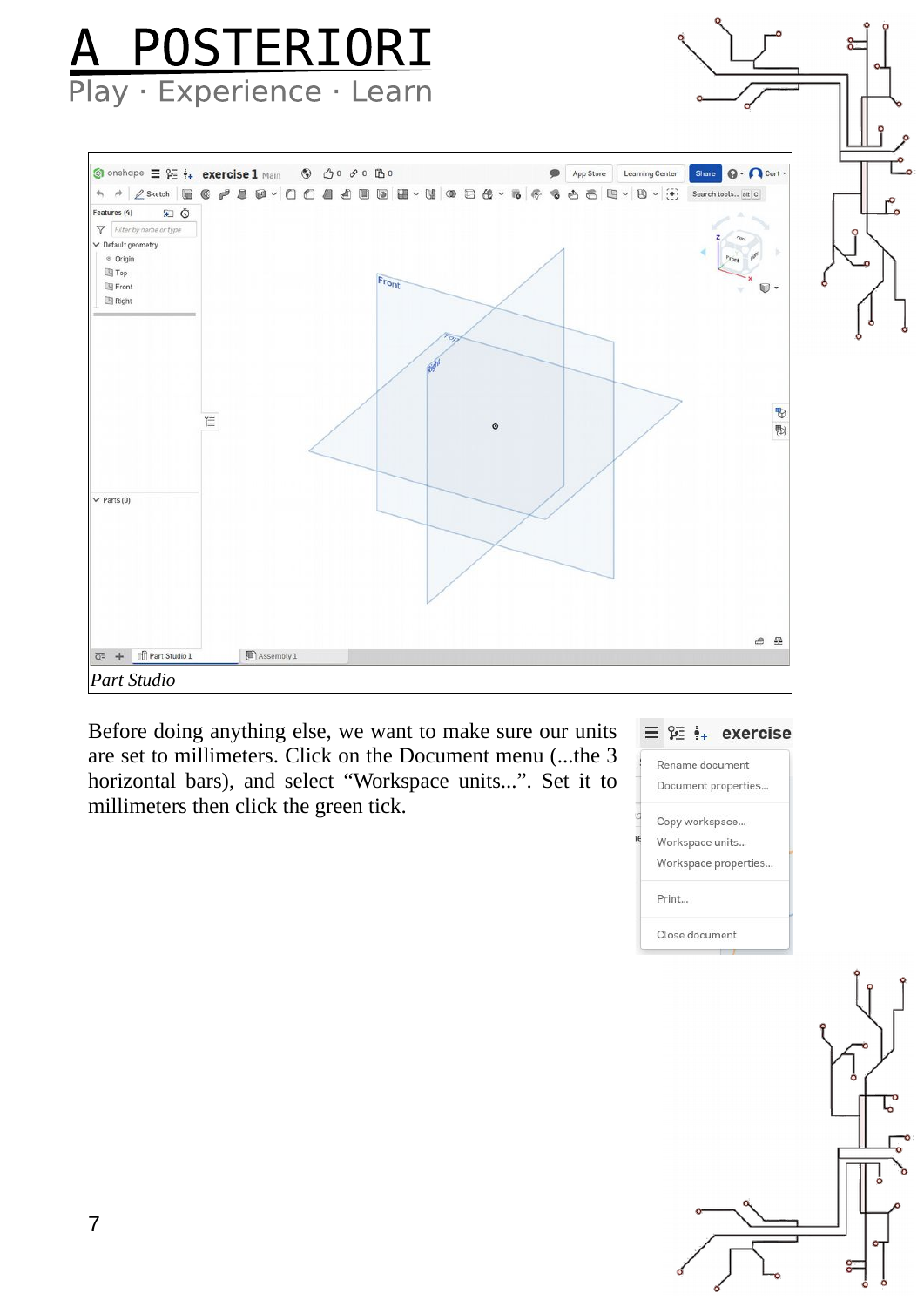*Part Studio*

Before doing anything else, we want to make sure our units are set to millimeters. Click on the Document menu (...the 3 horizontal bars), and select “Workspace units...”. Set it to millimeters then click the green tick.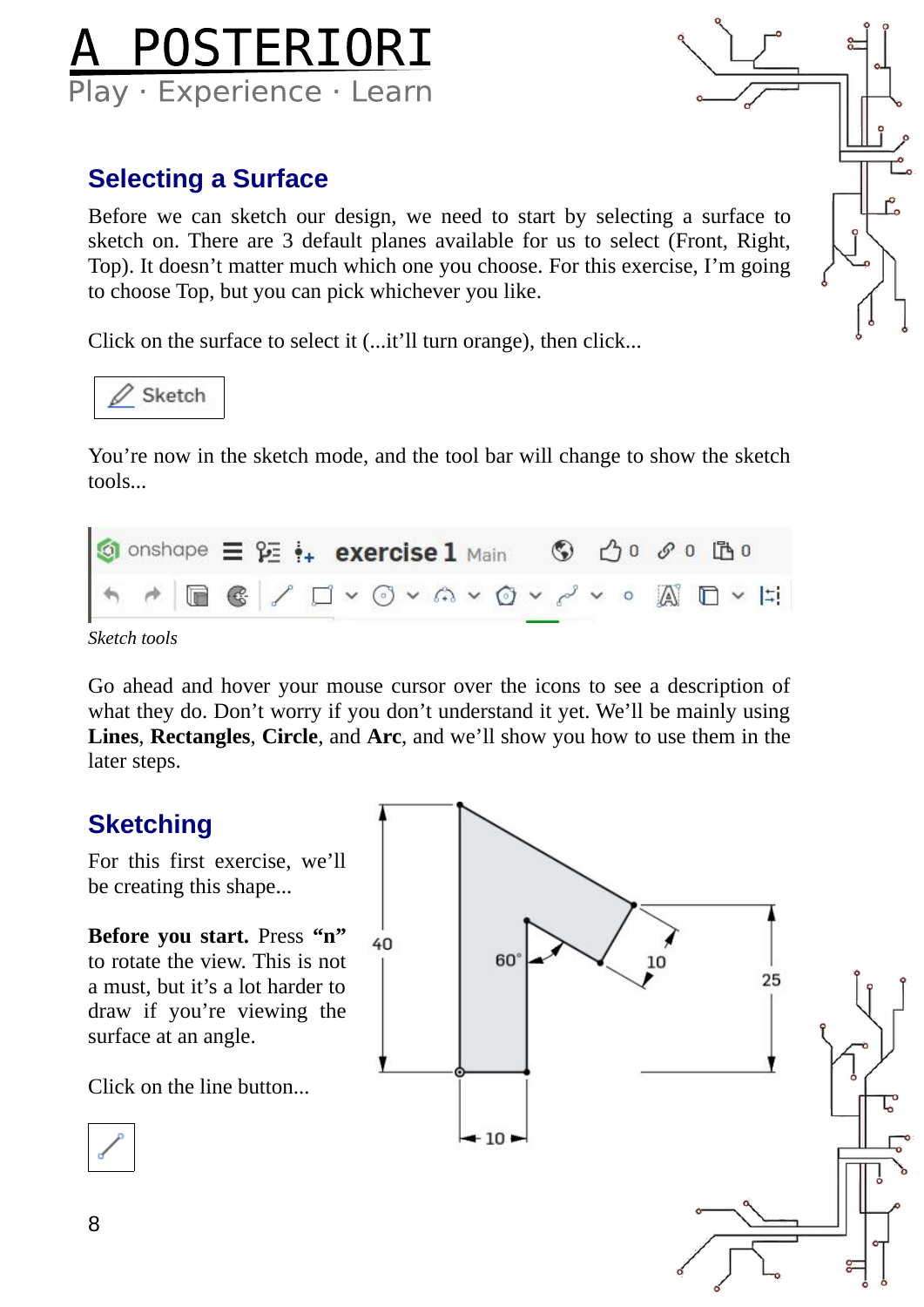## Selecting a Surface

Before we can sketch our design, we need to start by selecting a surface to sketch on. There are 3 default planes available for us to select (Front, Right, Top). It doesn't matter much which one you choose. For this exercise, I'm going to choose Top, but you can pick whichever you like.

Click on the surface to select it (...it'll turn orange), then click...

Sketch

You're now in the sketch mode, and the tool bar will change to show the sketch tools...

*Sketch tools*

Go ahead and hover your mouse cursor over the icons to see a description of what they do. Don't worry if you don't understand it yet. We'll be mainly using **Lines**, **Rectangles**, **Circle**, and **Arc**, and we'll show you how to use them in the later steps.

## Sketching

For this first exercise, we'll be creating this shape...

**Before you start.** Press **"n"** to rotate the view. This is not a must, but it's a lot harder to draw if you're viewing the surface at an angle.

Click on the line button...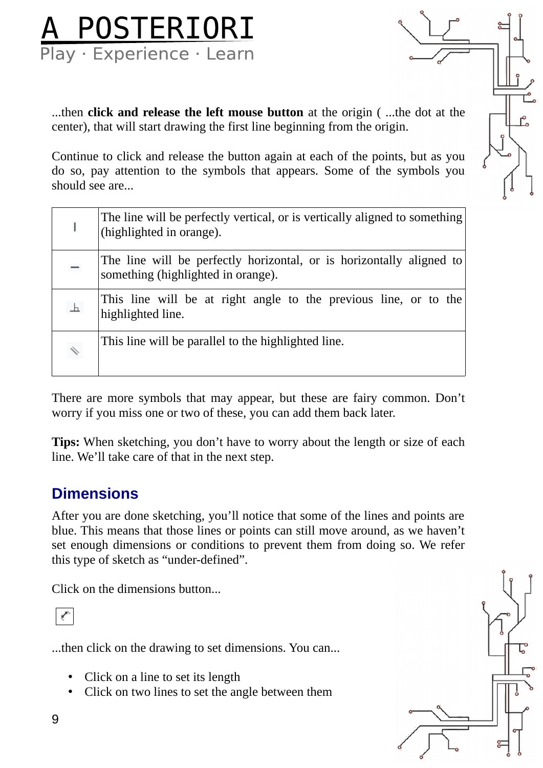...then **click and release the left mouse button** at the origin ( ...the dot at the center), that will start drawing the first line beginning from the origin.

Continue to click and release the button again at each of the points, but as you do so, pay attention to the symbols that appears. Some of the symbols you should see are...

| | |
|---|---|
| I | The line will be perfectly vertical, or is vertically aligned to something (highlighted in orange). |
| – | The line will be perfectly horizontal, or is horizontally aligned to something (highlighted in orange). |
| ⊥ | This line will be at right angle to the previous line, or to the highlighted line. |
| ∥ | This line will be parallel to the highlighted line. |

There are more symbols that may appear, but these are fairy common. Don't worry if you miss one or two of these, you can add them back later.

**Tips:** When sketching, you don't have to worry about the length or size of each line. We'll take care of that in the next step.

## Dimensions

After you are done sketching, you'll notice that some of the lines and points are blue. This means that those lines or points can still move around, as we haven't set enough dimensions or conditions to prevent them from doing so. We refer this type of sketch as "under-defined".

Click on the dimensions button...

...then click on the drawing to set dimensions. You can...

- Click on a line to set its length
- Click on two lines to set the angle between them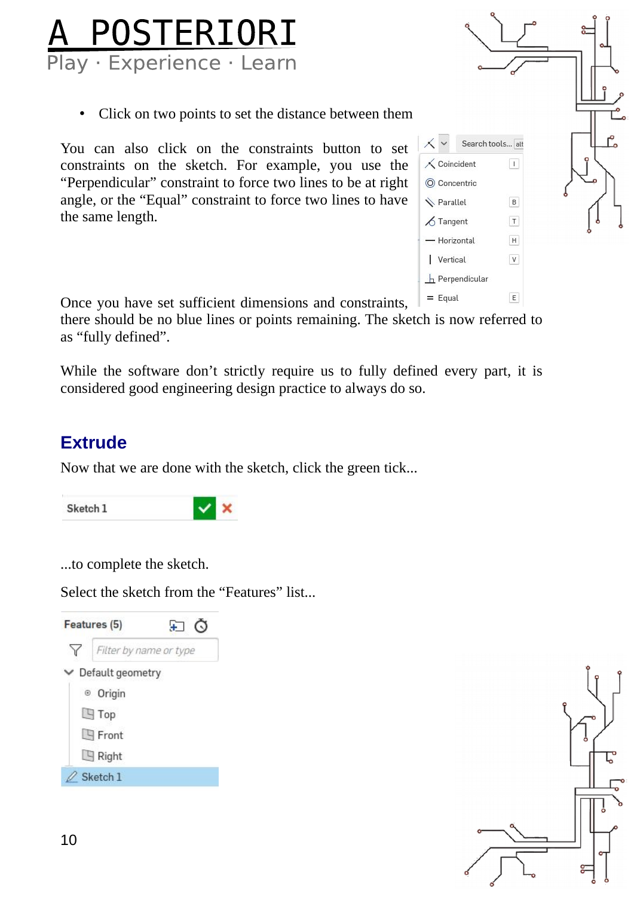- Click on two points to set the distance between them

You can also click on the constraints button to set constraints on the sketch. For example, you use the “Perpendicular” constraint to force two lines to be at right angle, or the “Equal” constraint to force two lines to have the same length.

Once you have set sufficient dimensions and constraints, there should be no blue lines or points remaining. The sketch is now referred to as “fully defined”.

While the software don’t strictly require us to fully defined every part, it is considered good engineering design practice to always do so.

## Extrude

Now that we are done with the sketch, click the green tick...

...to complete the sketch.

Select the sketch from the “Features” list...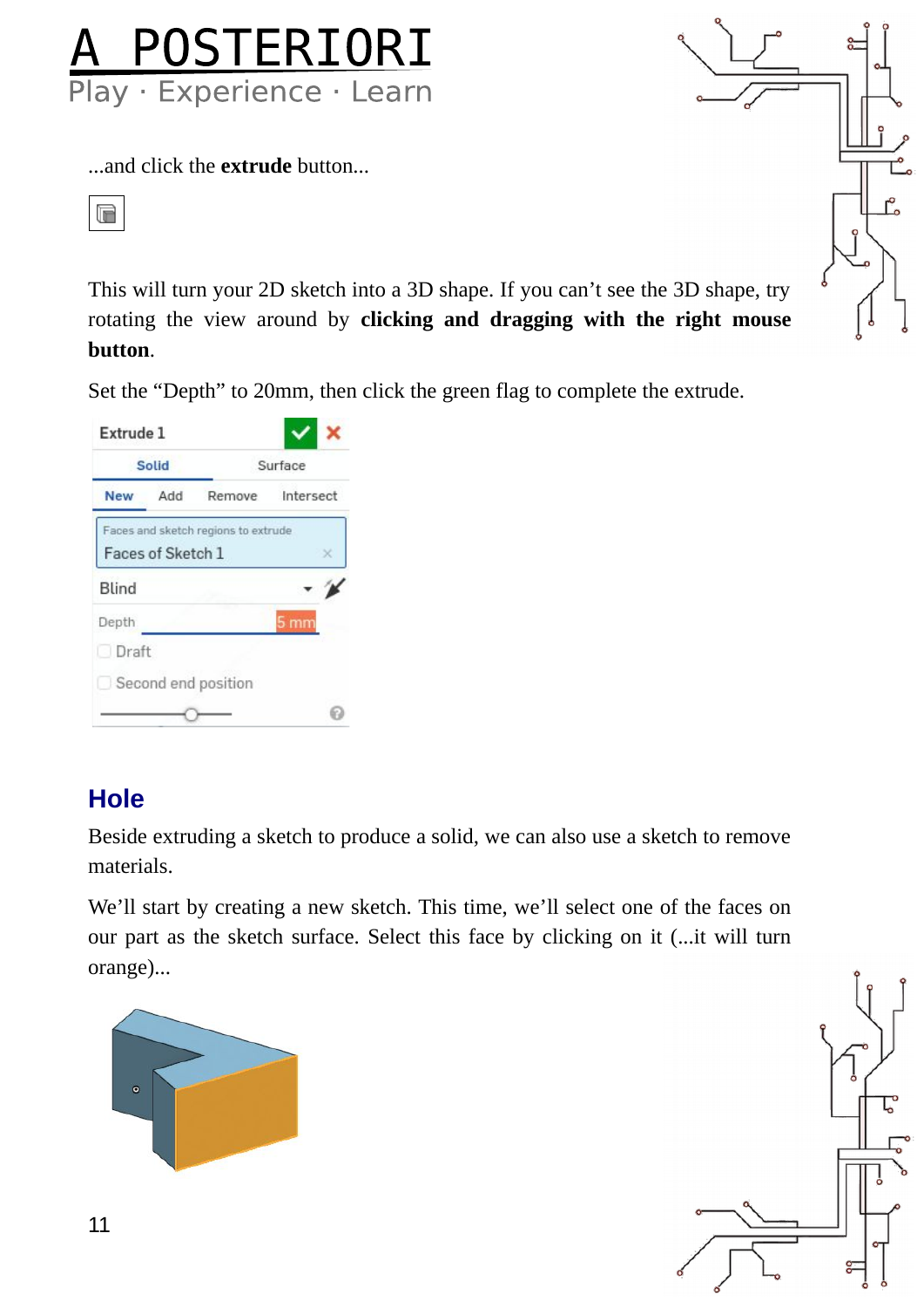...and click the **extrude** button...

This will turn your 2D sketch into a 3D shape. If you can't see the 3D shape, try rotating the view around by **clicking and dragging with the right mouse button**.

Set the "Depth" to 20mm, then click the green flag to complete the extrude.

## Hole

Beside extruding a sketch to produce a solid, we can also use a sketch to remove materials.

We'll start by creating a new sketch. This time, we'll select one of the faces on our part as the sketch surface. Select this face by clicking on it (...it will turn orange)...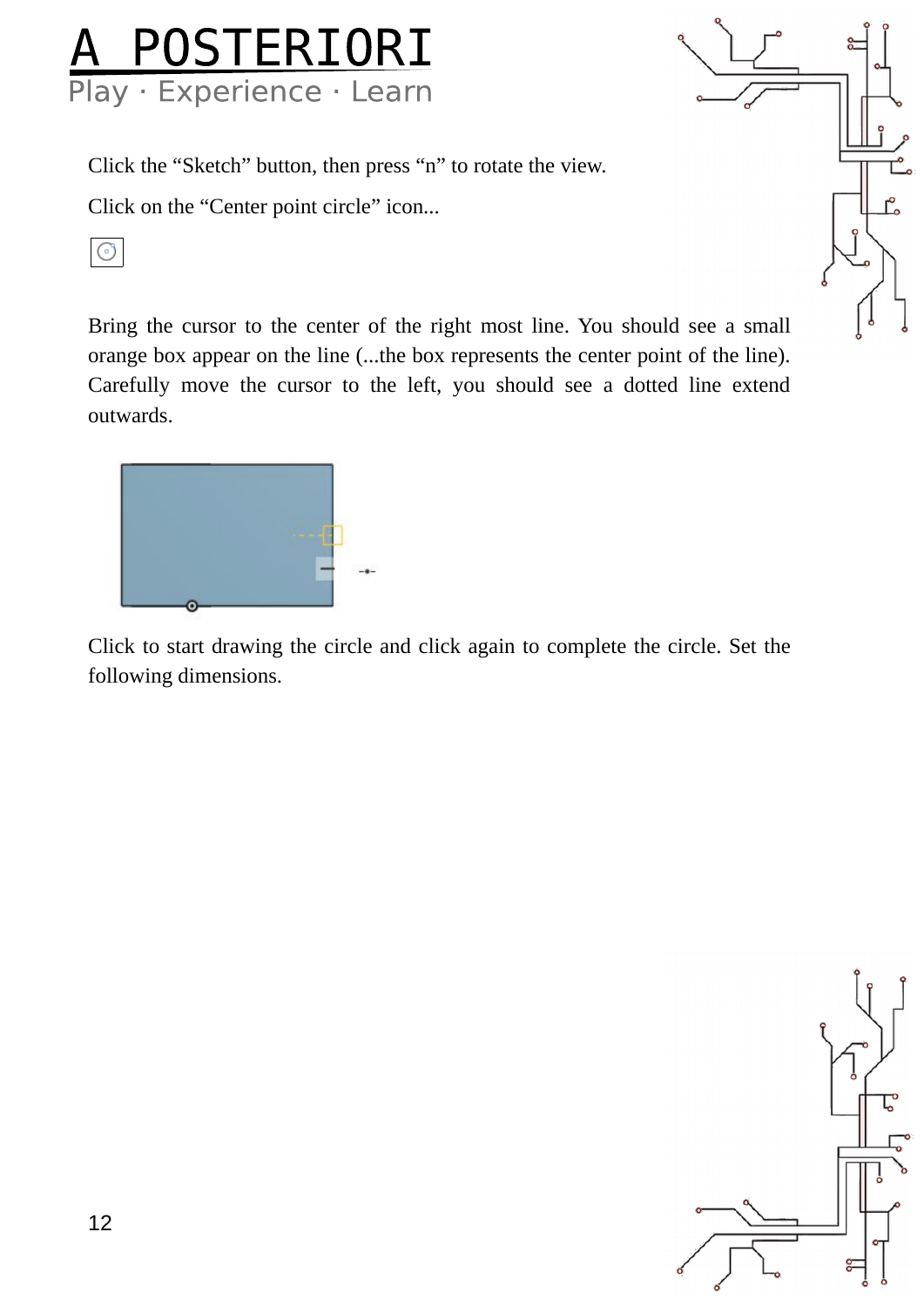Click the “Sketch” button, then press “n” to rotate the view.

Click on the “Center point circle” icon...

Bring the cursor to the center of the right most line. You should see a small orange box appear on the line (...the box represents the center point of the line). Carefully move the cursor to the left, you should see a dotted line extend outwards.

Click to start drawing the circle and click again to complete the circle. Set the following dimensions.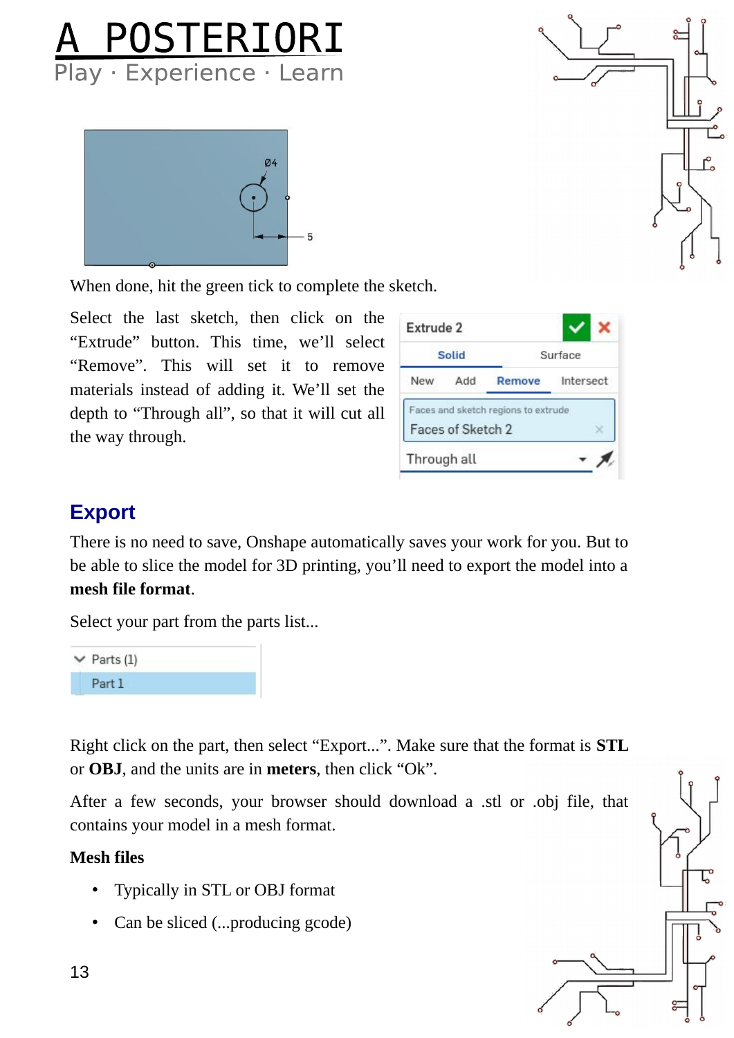When done, hit the green tick to complete the sketch.

Select the last sketch, then click on the "Extrude" button. This time, we'll select "Remove". This will set it to remove materials instead of adding it. We'll set the depth to "Through all", so that it will cut all the way through.

## Export

There is no need to save, Onshape automatically saves your work for you. But to be able to slice the model for 3D printing, you'll need to export the model into a **mesh file format**.

Select your part from the parts list...

Right click on the part, then select "Export...". Make sure that the format is **STL** or **OBJ**, and the units are in **meters**, then click "Ok".

After a few seconds, your browser should download a .stl or .obj file, that contains your model in a mesh format.

**Mesh files**

- Typically in STL or OBJ format
- Can be sliced (...producing gcode)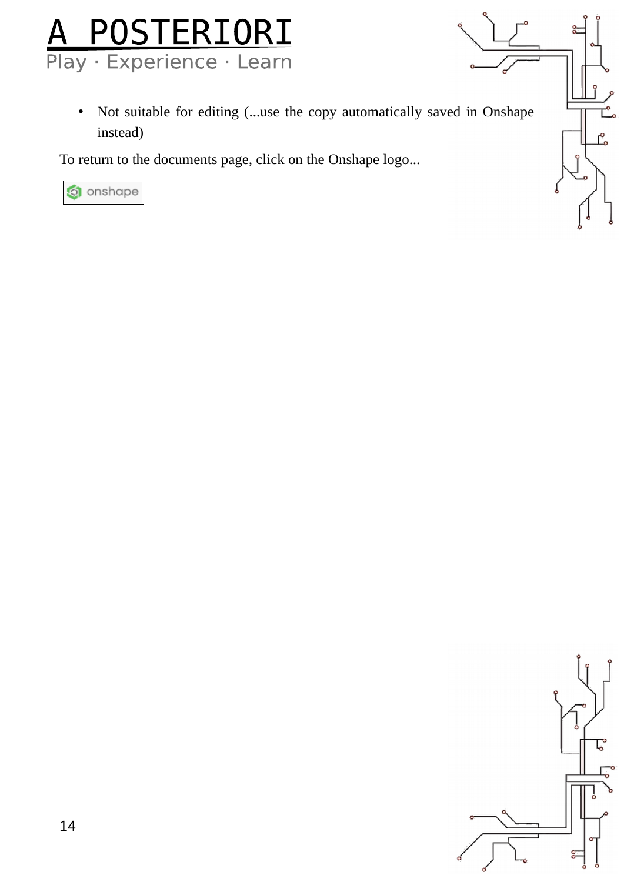- Not suitable for editing (...use the copy automatically saved in Onshape instead)

To return to the documents page, click on the Onshape logo...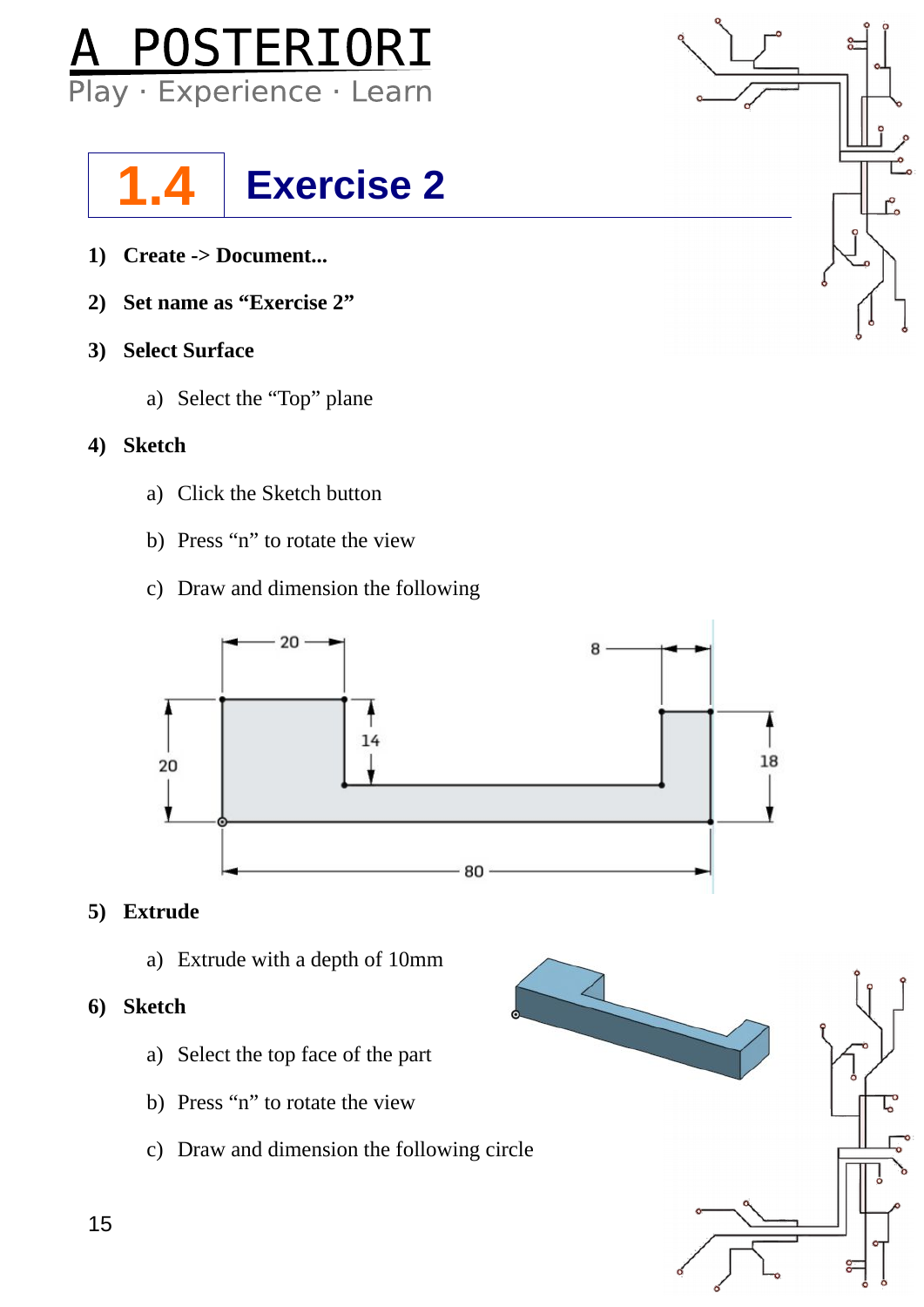# A POSTERIORI

Play · Experience · Learn

## 1.4 Exercise 2

1) **Create -> Document...**
2) **Set name as “Exercise 2”**
3) **Select Surface**
    a) Select the “Top” plane
4) **Sketch**
    a) Click the Sketch button
    b) Press “n” to rotate the view
    c) Draw and dimension the following
5) **Extrude**
    a) Extrude with a depth of 10mm
6) **Sketch**
    a) Select the top face of the part
    b) Press “n” to rotate the view
    c) Draw and dimension the following circle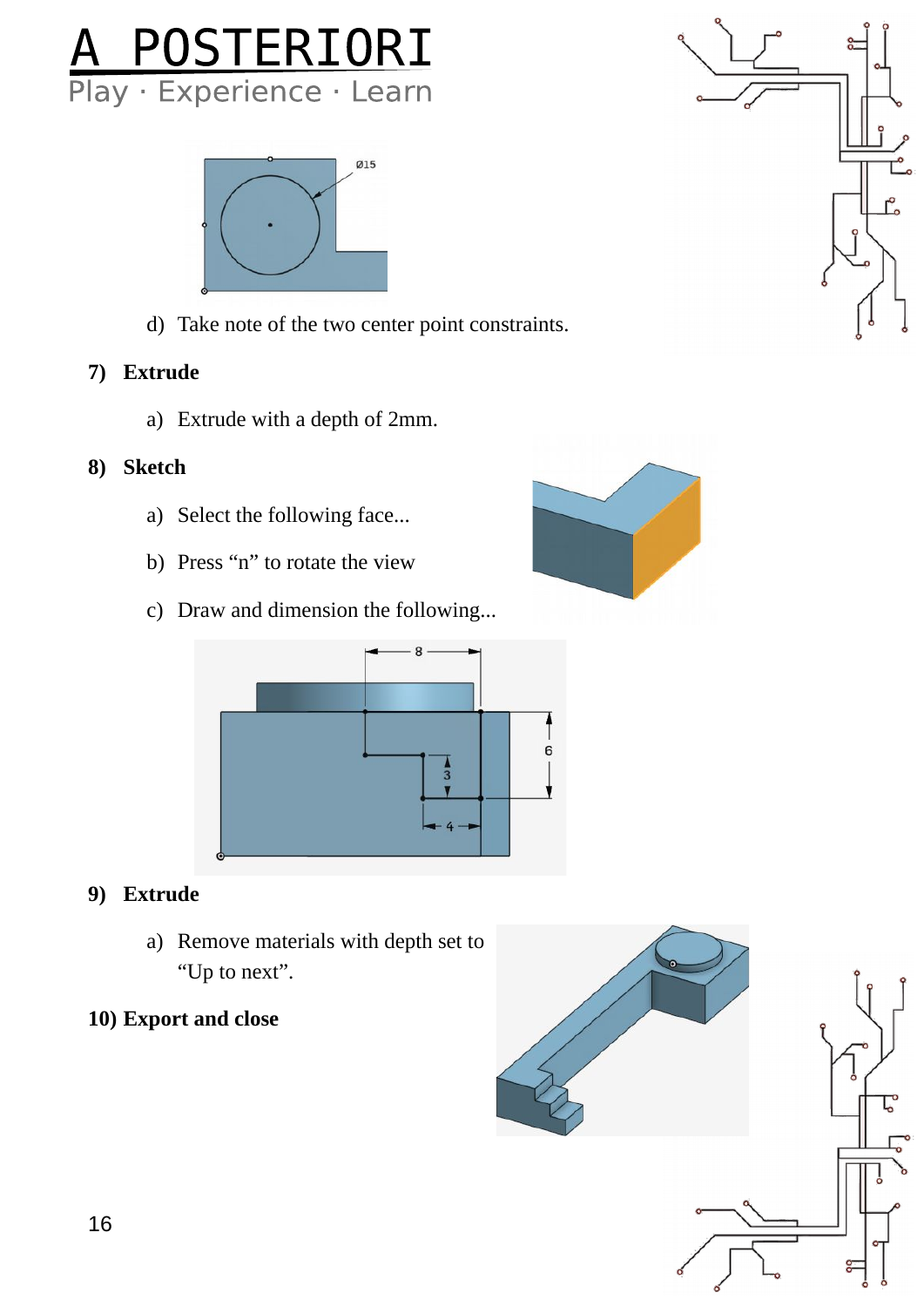d) Take note of the two center point constraints.

**7) Extrude**

a) Extrude with a depth of 2mm.

**8) Sketch**

a) Select the following face...

b) Press “n” to rotate the view

c) Draw and dimension the following...

**9) Extrude**

a) Remove materials with depth set to “Up to next”.

**10) Export and close**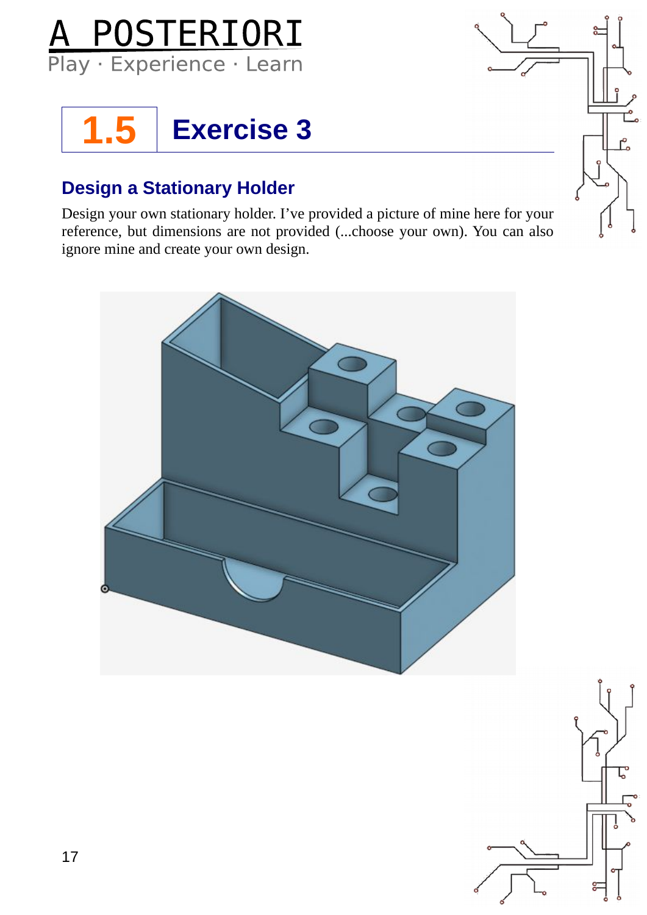## 1.5 Exercise 3

### Design a Stationary Holder

Design your own stationary holder. I've provided a picture of mine here for your reference, but dimensions are not provided (...choose your own). You can also ignore mine and create your own design.